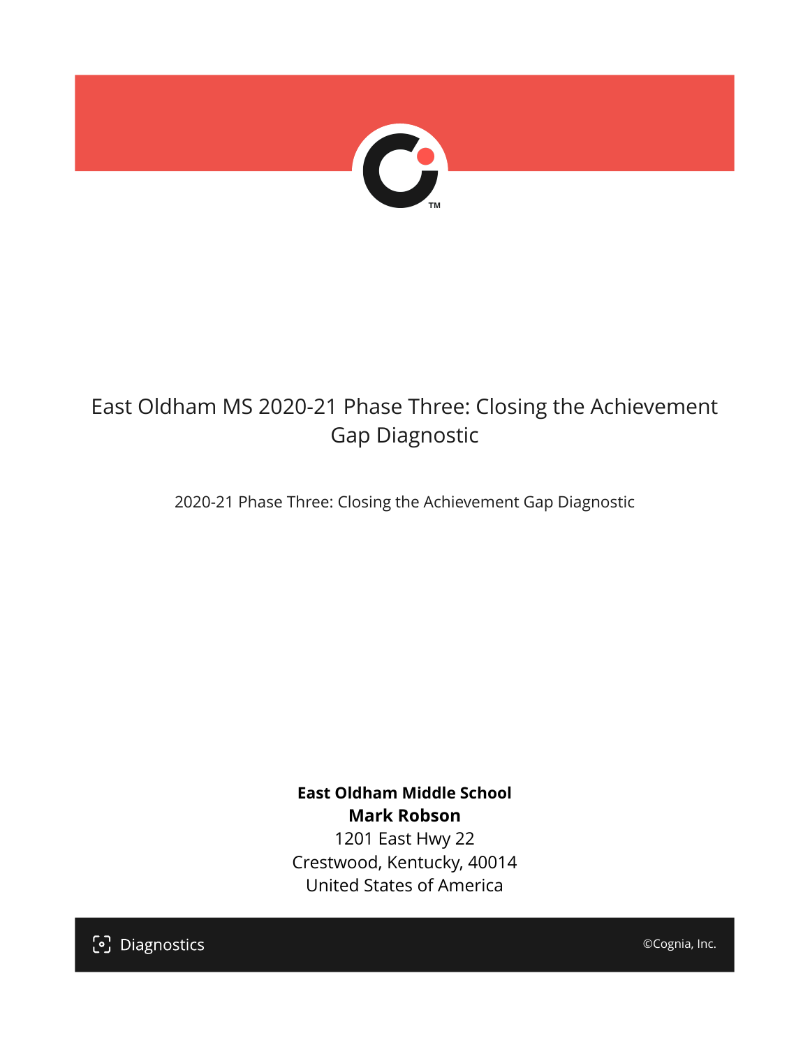# East Oldham MS 2020-21 Phase Three: Closing the Achievement Gap Diagnostic

2020-21 Phase Three: Closing the Achievement Gap Diagnostic

**East Oldham Middle School**
**Mark Robson**
1201 East Hwy 22
Crestwood, Kentucky, 40014
United States of America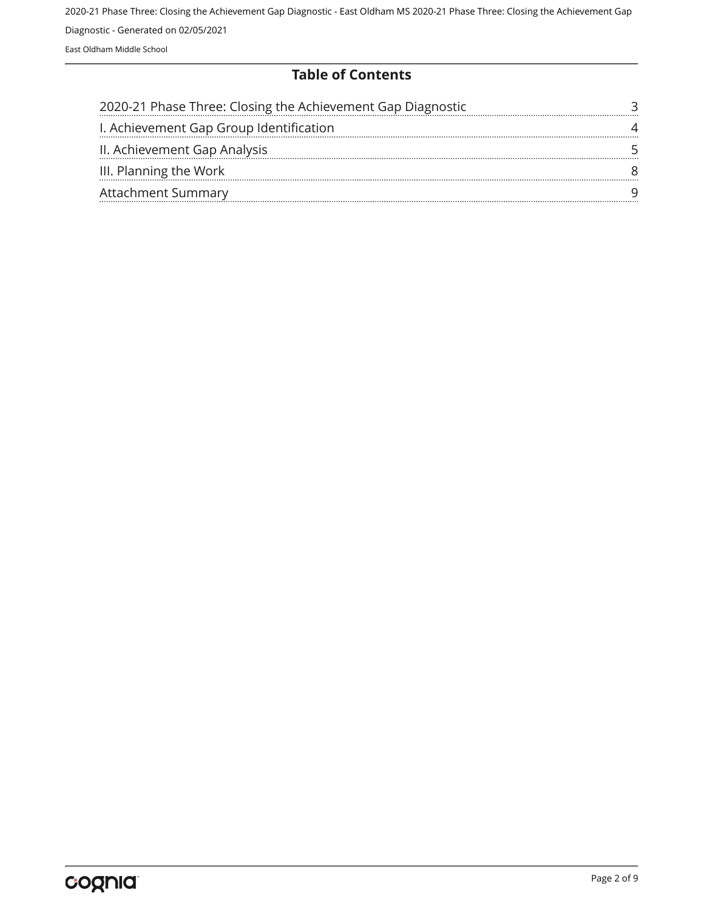## Table of Contents

| | |
|---|---|
| 2020-21 Phase Three: Closing the Achievement Gap Diagnostic | 3 |
| I. Achievement Gap Group Identification | 4 |
| II. Achievement Gap Analysis | 5 |
| III. Planning the Work | 8 |
| Attachment Summary | 9 |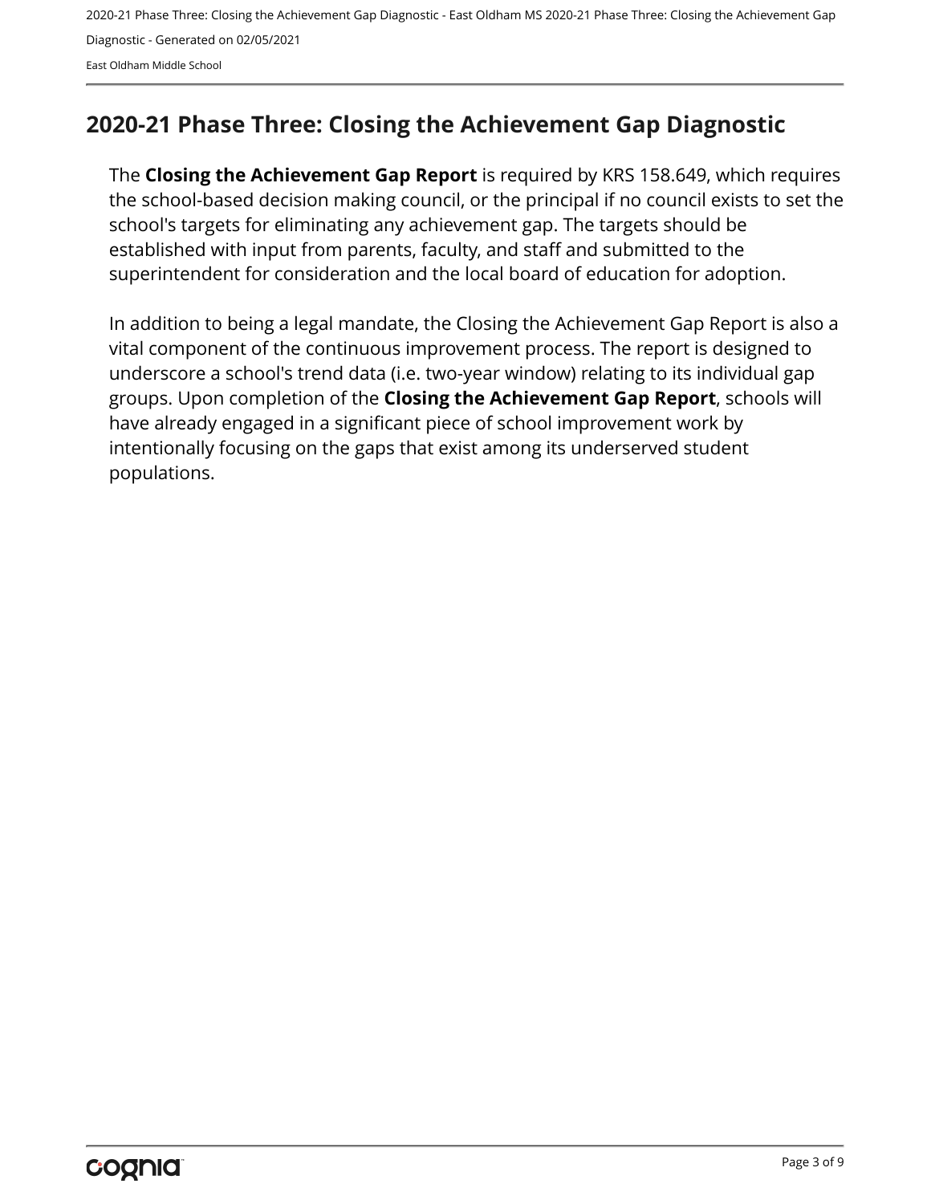## 2020-21 Phase Three: Closing the Achievement Gap Diagnostic

The **Closing the Achievement Gap Report** is required by KRS 158.649, which requires the school-based decision making council, or the principal if no council exists to set the school's targets for eliminating any achievement gap. The targets should be established with input from parents, faculty, and staff and submitted to the superintendent for consideration and the local board of education for adoption.

In addition to being a legal mandate, the Closing the Achievement Gap Report is also a vital component of the continuous improvement process. The report is designed to underscore a school's trend data (i.e. two-year window) relating to its individual gap groups. Upon completion of the **Closing the Achievement Gap Report**, schools will have already engaged in a significant piece of school improvement work by intentionally focusing on the gaps that exist among its underserved student populations.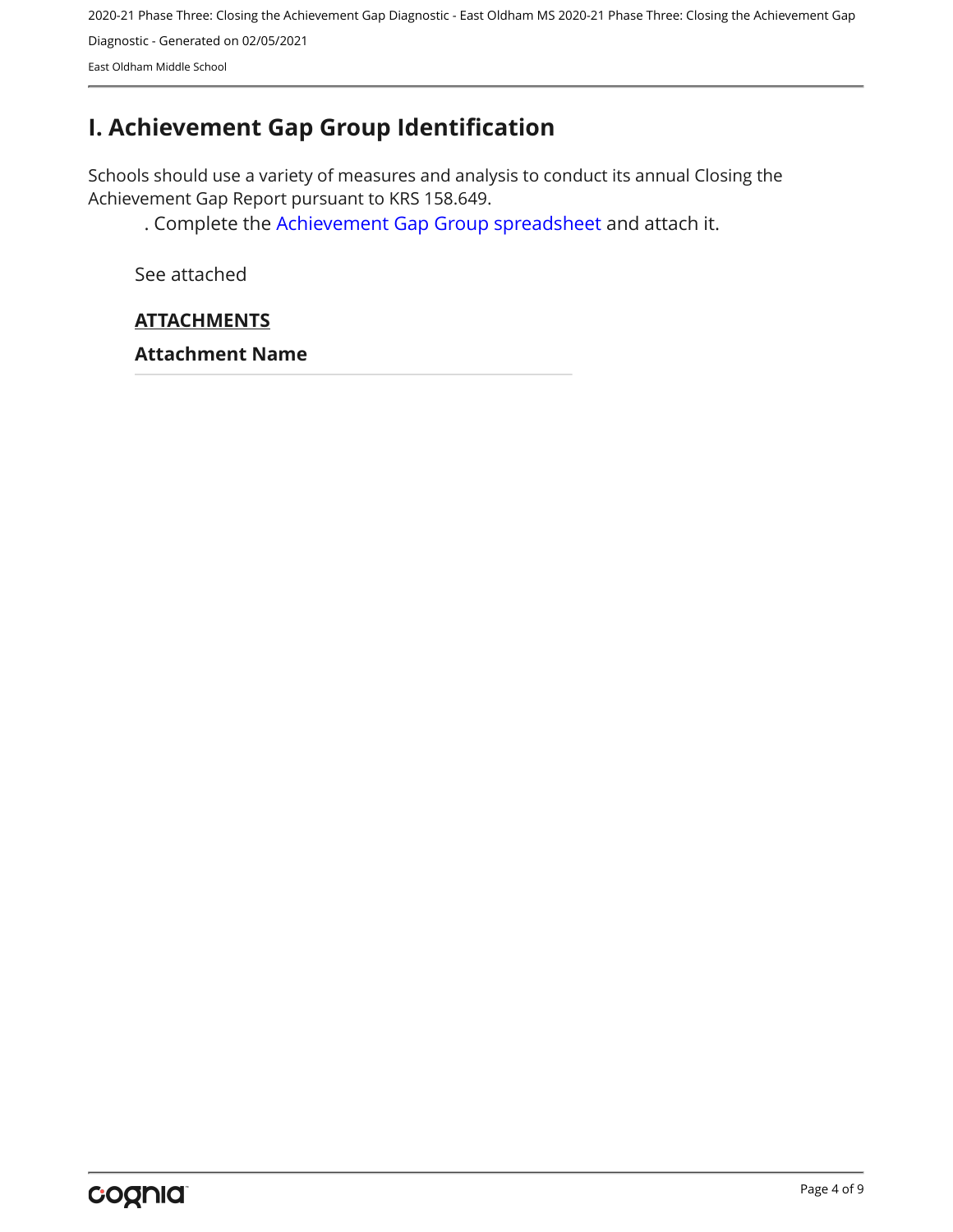# I. Achievement Gap Group Identification

Schools should use a variety of measures and analysis to conduct its annual Closing the Achievement Gap Report pursuant to KRS 158.649.

. Complete the Achievement Gap Group spreadsheet and attach it.

See attached

**ATTACHMENTS**

**Attachment Name**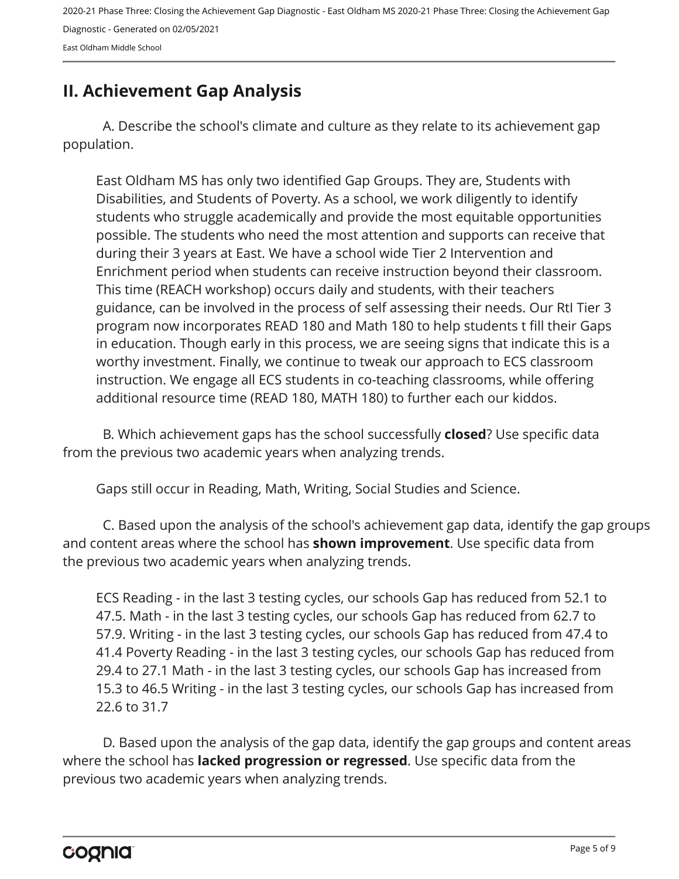## II. Achievement Gap Analysis

A. Describe the school's climate and culture as they relate to its achievement gap population.

East Oldham MS has only two identified Gap Groups. They are, Students with Disabilities, and Students of Poverty. As a school, we work diligently to identify students who struggle academically and provide the most equitable opportunities possible. The students who need the most attention and supports can receive that during their 3 years at East. We have a school wide Tier 2 Intervention and Enrichment period when students can receive instruction beyond their classroom. This time (REACH workshop) occurs daily and students, with their teachers guidance, can be involved in the process of self assessing their needs. Our RtI Tier 3 program now incorporates READ 180 and Math 180 to help students t fill their Gaps in education. Though early in this process, we are seeing signs that indicate this is a worthy investment. Finally, we continue to tweak our approach to ECS classroom instruction. We engage all ECS students in co-teaching classrooms, while offering additional resource time (READ 180, MATH 180) to further each our kiddos.

B. Which achievement gaps has the school successfully **closed**? Use specific data from the previous two academic years when analyzing trends.

Gaps still occur in Reading, Math, Writing, Social Studies and Science.

C. Based upon the analysis of the school's achievement gap data, identify the gap groups and content areas where the school has **shown improvement**. Use specific data from the previous two academic years when analyzing trends.

ECS Reading - in the last 3 testing cycles, our schools Gap has reduced from 52.1 to 47.5. Math - in the last 3 testing cycles, our schools Gap has reduced from 62.7 to 57.9. Writing - in the last 3 testing cycles, our schools Gap has reduced from 47.4 to 41.4 Poverty Reading - in the last 3 testing cycles, our schools Gap has reduced from 29.4 to 27.1 Math - in the last 3 testing cycles, our schools Gap has increased from 15.3 to 46.5 Writing - in the last 3 testing cycles, our schools Gap has increased from 22.6 to 31.7

D. Based upon the analysis of the gap data, identify the gap groups and content areas where the school has **lacked progression or regressed**. Use specific data from the previous two academic years when analyzing trends.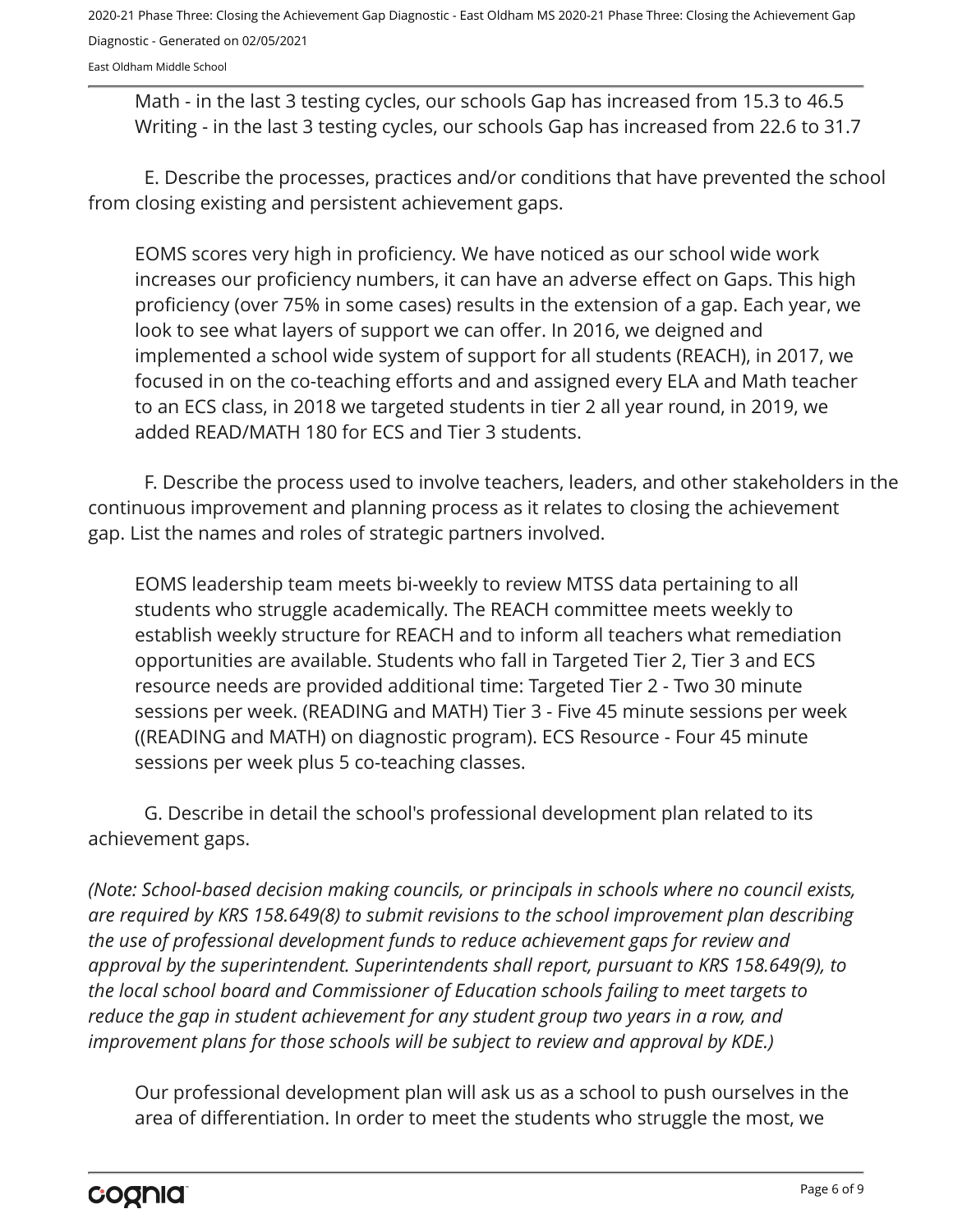Math - in the last 3 testing cycles, our schools Gap has increased from 15.3 to 46.5
Writing - in the last 3 testing cycles, our schools Gap has increased from 22.6 to 31.7

E. Describe the processes, practices and/or conditions that have prevented the school from closing existing and persistent achievement gaps.

EOMS scores very high in proficiency. We have noticed as our school wide work increases our proficiency numbers, it can have an adverse effect on Gaps. This high proficiency (over 75% in some cases) results in the extension of a gap. Each year, we look to see what layers of support we can offer. In 2016, we deigned and implemented a school wide system of support for all students (REACH), in 2017, we focused in on the co-teaching efforts and and assigned every ELA and Math teacher to an ECS class, in 2018 we targeted students in tier 2 all year round, in 2019, we added READ/MATH 180 for ECS and Tier 3 students.

F. Describe the process used to involve teachers, leaders, and other stakeholders in the continuous improvement and planning process as it relates to closing the achievement gap. List the names and roles of strategic partners involved.

EOMS leadership team meets bi-weekly to review MTSS data pertaining to all students who struggle academically. The REACH committee meets weekly to establish weekly structure for REACH and to inform all teachers what remediation opportunities are available. Students who fall in Targeted Tier 2, Tier 3 and ECS resource needs are provided additional time: Targeted Tier 2 - Two 30 minute sessions per week. (READING and MATH) Tier 3 - Five 45 minute sessions per week ((READING and MATH) on diagnostic program). ECS Resource - Four 45 minute sessions per week plus 5 co-teaching classes.

G. Describe in detail the school's professional development plan related to its achievement gaps.

*(Note: School-based decision making councils, or principals in schools where no council exists, are required by KRS 158.649(8) to submit revisions to the school improvement plan describing the use of professional development funds to reduce achievement gaps for review and approval by the superintendent. Superintendents shall report, pursuant to KRS 158.649(9), to the local school board and Commissioner of Education schools failing to meet targets to reduce the gap in student achievement for any student group two years in a row, and improvement plans for those schools will be subject to review and approval by KDE.)*

Our professional development plan will ask us as a school to push ourselves in the area of differentiation. In order to meet the students who struggle the most, we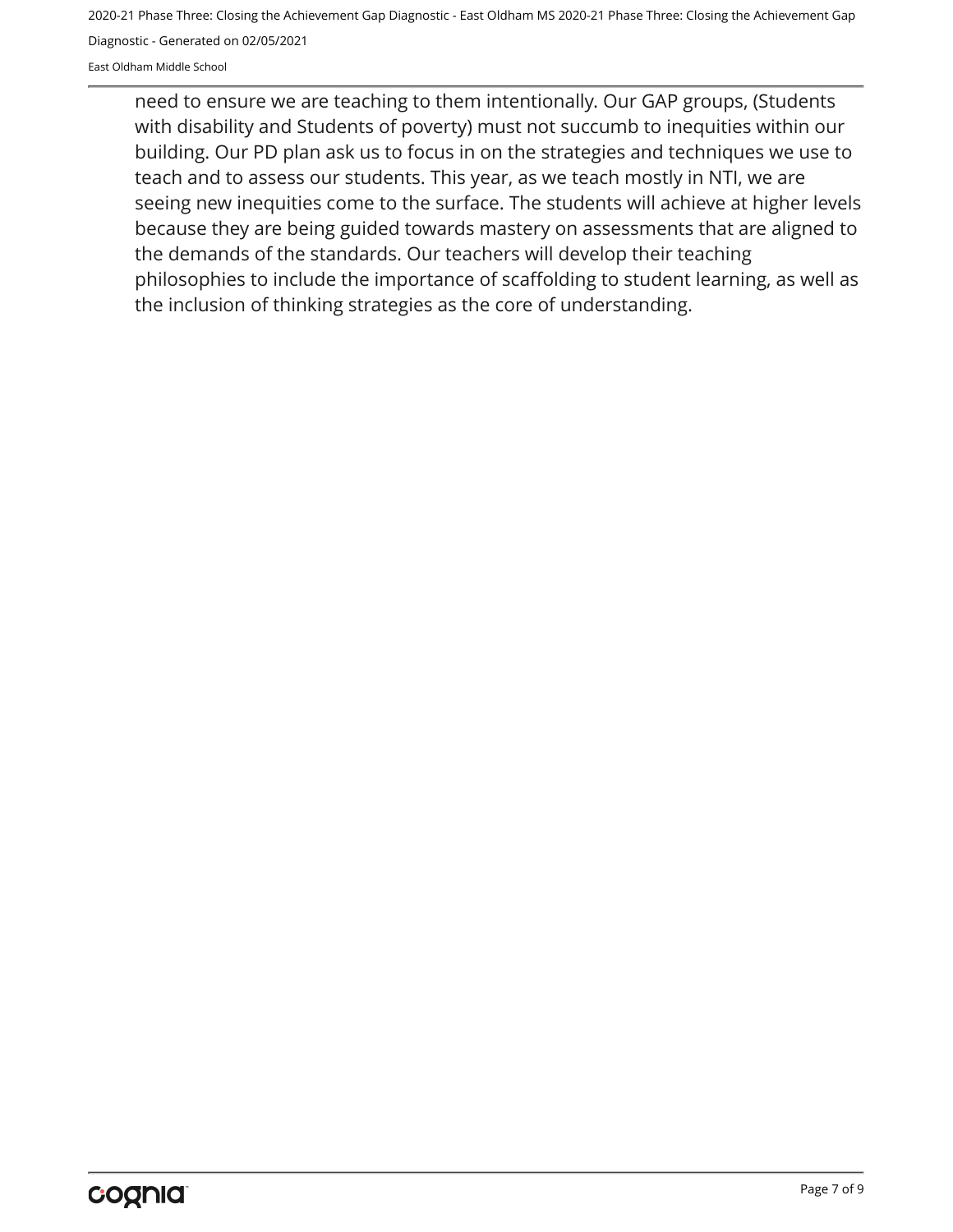need to ensure we are teaching to them intentionally. Our GAP groups, (Students with disability and Students of poverty) must not succumb to inequities within our building. Our PD plan ask us to focus in on the strategies and techniques we use to teach and to assess our students. This year, as we teach mostly in NTI, we are seeing new inequities come to the surface. The students will achieve at higher levels because they are being guided towards mastery on assessments that are aligned to the demands of the standards. Our teachers will develop their teaching philosophies to include the importance of scaffolding to student learning, as well as the inclusion of thinking strategies as the core of understanding.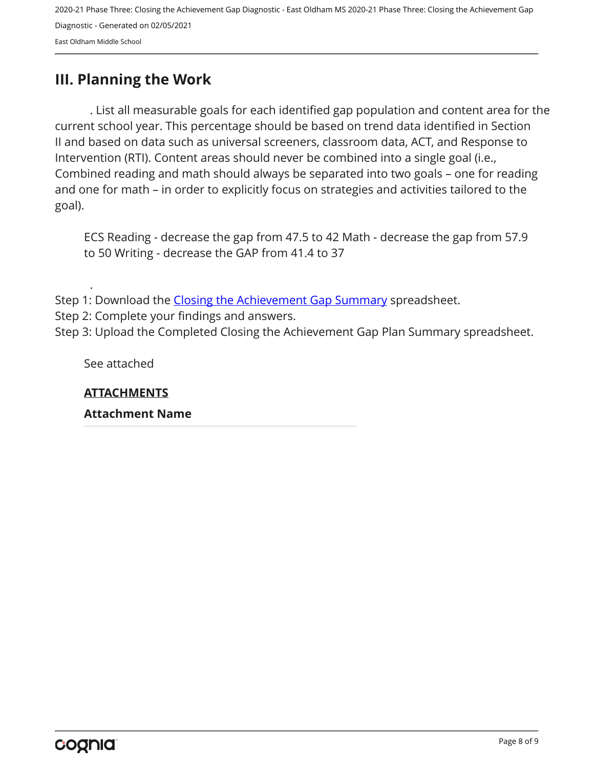## III. Planning the Work

. List all measurable goals for each identified gap population and content area for the current school year. This percentage should be based on trend data identified in Section II and based on data such as universal screeners, classroom data, ACT, and Response to Intervention (RTI). Content areas should never be combined into a single goal (i.e., Combined reading and math should always be separated into two goals – one for reading and one for math – in order to explicitly focus on strategies and activities tailored to the goal).

ECS Reading - decrease the gap from 47.5 to 42 Math - decrease the gap from 57.9 to 50 Writing - decrease the GAP from 41.4 to 37

.

Step 1: Download the Closing the Achievement Gap Summary spreadsheet.
Step 2: Complete your findings and answers.
Step 3: Upload the Completed Closing the Achievement Gap Plan Summary spreadsheet.

See attached

**ATTACHMENTS**

**Attachment Name**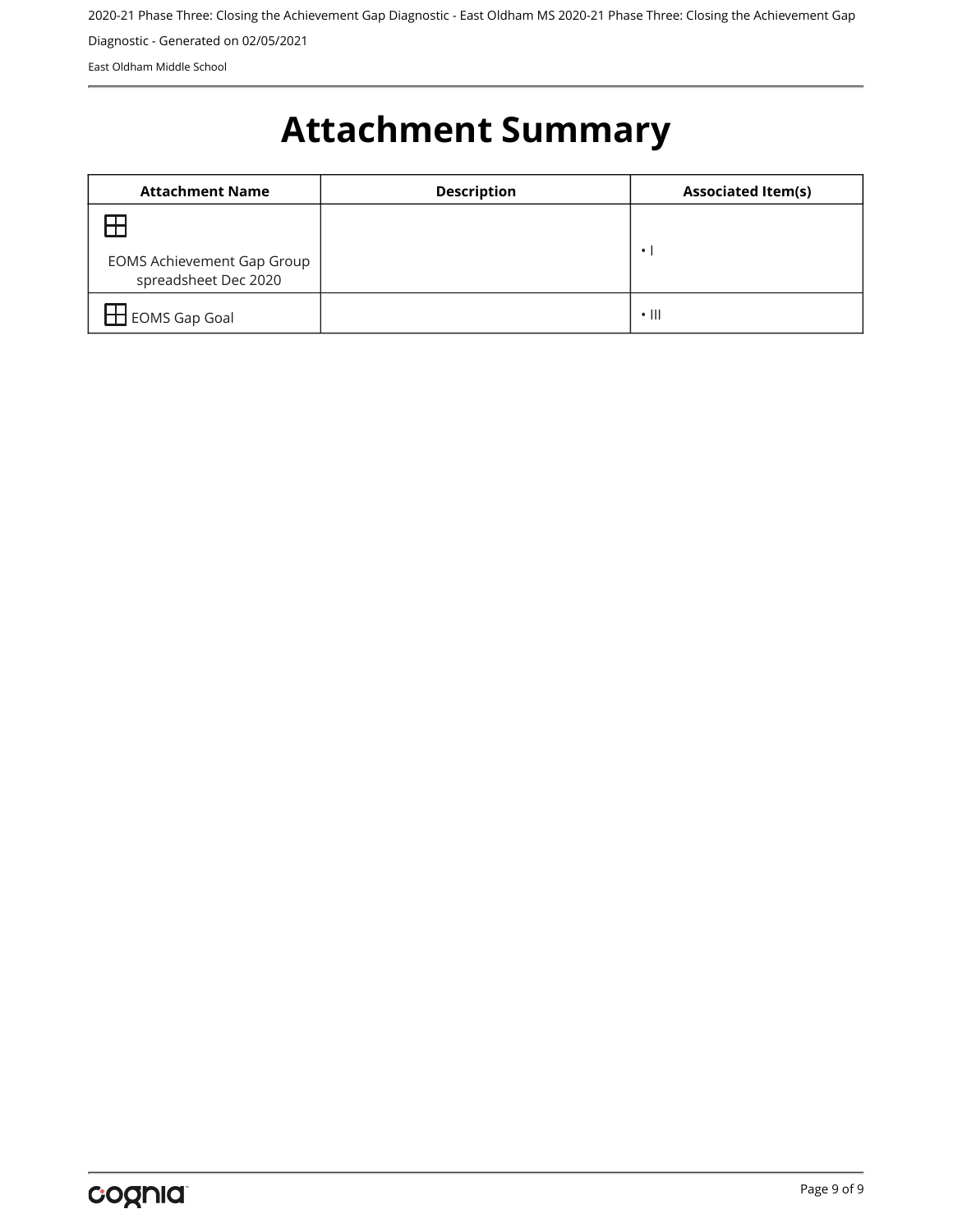# Attachment Summary

| Attachment Name | Description | Associated Item(s) |
| --- | --- | --- |
| EOMS Achievement Gap Group spreadsheet Dec 2020 | | • I |
| EOMS Gap Goal | | • III |